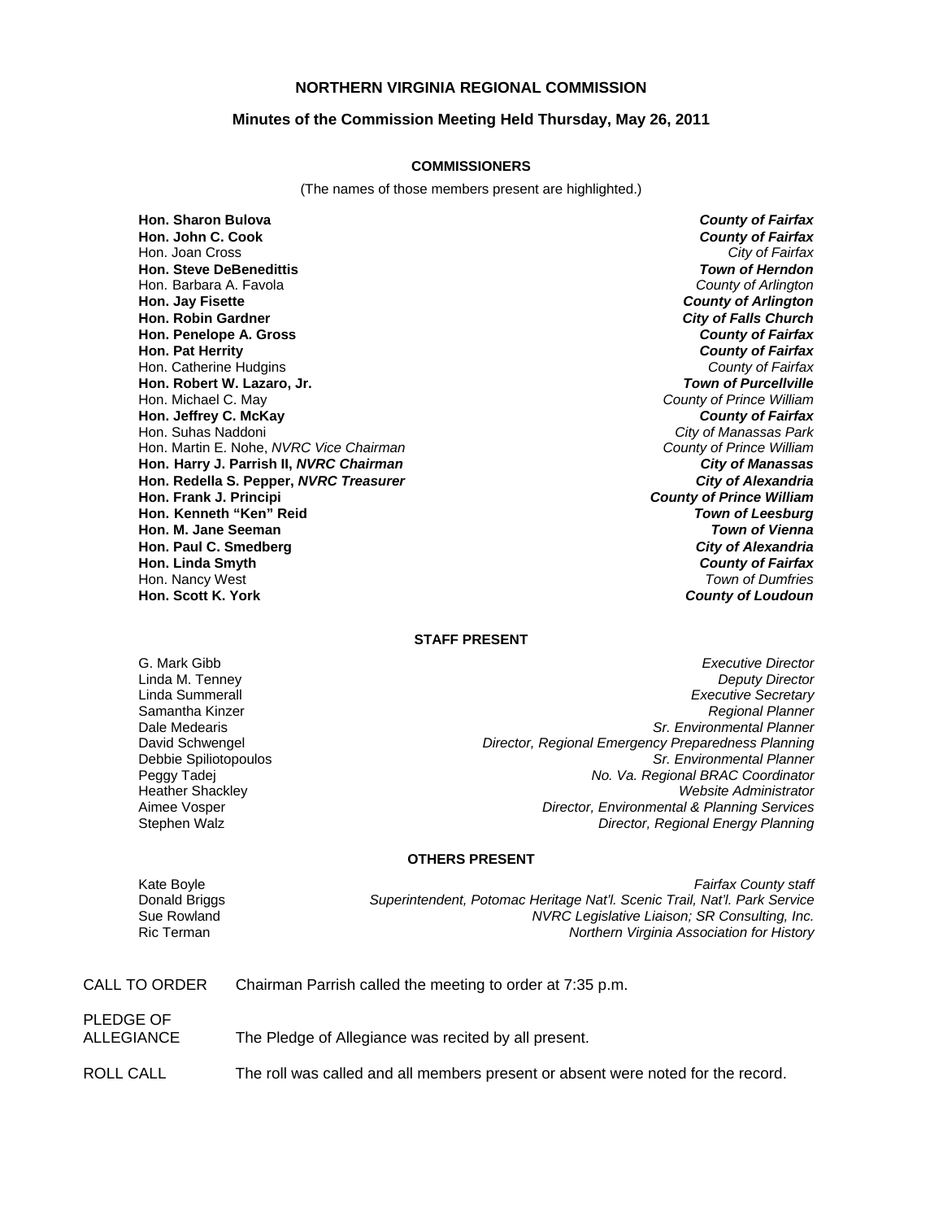# NORTHERN VIRGINIA REGIONAL COMMISSION

## Minutes of the Commission Meeting Held Thursday, May 26, 2011

### COMMISSIONERS

(The names of those members present are highlighted.)

| | |
|---|---|
| **Hon. Sharon Bulova** | ***County of Fairfax*** |
| **Hon. John C. Cook** | ***County of Fairfax*** |
| Hon. Joan Cross | *City of Fairfax* |
| **Hon. Steve DeBenedittis** | ***Town of Herndon*** |
| Hon. Barbara A. Favola | *County of Arlington* |
| **Hon. Jay Fisette** | ***County of Arlington*** |
| **Hon. Robin Gardner** | ***City of Falls Church*** |
| **Hon. Penelope A. Gross** | ***County of Fairfax*** |
| **Hon. Pat Herrity** | ***County of Fairfax*** |
| Hon. Catherine Hudgins | *County of Fairfax* |
| **Hon. Robert W. Lazaro, Jr.** | ***Town of Purcellville*** |
| Hon. Michael C. May | *County of Prince William* |
| **Hon. Jeffrey C. McKay** | ***County of Fairfax*** |
| Hon. Suhas Naddoni | *City of Manassas Park* |
| Hon. Martin E. Nohe, *NVRC Vice Chairman* | *County of Prince William* |
| **Hon. Harry J. Parrish II, *NVRC Chairman*** | ***City of Manassas*** |
| **Hon. Redella S. Pepper, *NVRC Treasurer*** | ***City of Alexandria*** |
| **Hon. Frank J. Principi** | ***County of Prince William*** |
| **Hon. Kenneth "Ken" Reid** | ***Town of Leesburg*** |
| **Hon. M. Jane Seeman** | ***Town of Vienna*** |
| **Hon. Paul C. Smedberg** | ***City of Alexandria*** |
| **Hon. Linda Smyth** | ***County of Fairfax*** |
| Hon. Nancy West | *Town of Dumfries* |
| **Hon. Scott K. York** | ***County of Loudoun*** |

### STAFF PRESENT

| | |
|---|---|
| G. Mark Gibb | *Executive Director* |
| Linda M. Tenney | *Deputy Director* |
| Linda Summerall | *Executive Secretary* |
| Samantha Kinzer | *Regional Planner* |
| Dale Medearis | *Sr. Environmental Planner* |
| David Schwengel | *Director, Regional Emergency Preparedness Planning* |
| Debbie Spiliotopoulos | *Sr. Environmental Planner* |
| Peggy Tadej | *No. Va. Regional BRAC Coordinator* |
| Heather Shackley | *Website Administrator* |
| Aimee Vosper | *Director, Environmental & Planning Services* |
| Stephen Walz | *Director, Regional Energy Planning* |

### OTHERS PRESENT

| | |
|---|---|
| Kate Boyle | *Fairfax County staff* |
| Donald Briggs | *Superintendent, Potomac Heritage Nat'l. Scenic Trail, Nat'l. Park Service* |
| Sue Rowland | *NVRC Legislative Liaison; SR Consulting, Inc.* |
| Ric Terman | *Northern Virginia Association for History* |

CALL TO ORDER — Chairman Parrish called the meeting to order at 7:35 p.m.

PLEDGE OF ALLEGIANCE — The Pledge of Allegiance was recited by all present.

ROLL CALL — The roll was called and all members present or absent were noted for the record.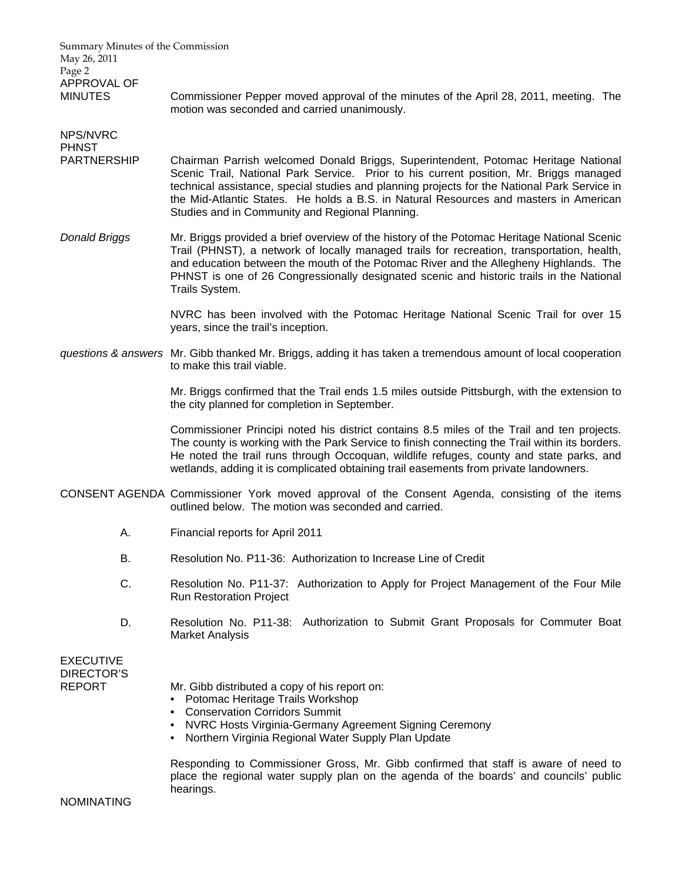**APPROVAL OF MINUTES**

Commissioner Pepper moved approval of the minutes of the April 28, 2011, meeting. The motion was seconded and carried unanimously.

**NPS/NVRC PHNST PARTNERSHIP**

Chairman Parrish welcomed Donald Briggs, Superintendent, Potomac Heritage National Scenic Trail, National Park Service. Prior to his current position, Mr. Briggs managed technical assistance, special studies and planning projects for the National Park Service in the Mid-Atlantic States. He holds a B.S. in Natural Resources and masters in American Studies and in Community and Regional Planning.

*Donald Briggs*

Mr. Briggs provided a brief overview of the history of the Potomac Heritage National Scenic Trail (PHNST), a network of locally managed trails for recreation, transportation, health, and education between the mouth of the Potomac River and the Allegheny Highlands. The PHNST is one of 26 Congressionally designated scenic and historic trails in the National Trails System.

NVRC has been involved with the Potomac Heritage National Scenic Trail for over 15 years, since the trail's inception.

*questions & answers*

Mr. Gibb thanked Mr. Briggs, adding it has taken a tremendous amount of local cooperation to make this trail viable.

Mr. Briggs confirmed that the Trail ends 1.5 miles outside Pittsburgh, with the extension to the city planned for completion in September.

Commissioner Principi noted his district contains 8.5 miles of the Trail and ten projects. The county is working with the Park Service to finish connecting the Trail within its borders. He noted the trail runs through Occoquan, wildlife refuges, county and state parks, and wetlands, adding it is complicated obtaining trail easements from private landowners.

**CONSENT AGENDA**

Commissioner York moved approval of the Consent Agenda, consisting of the items outlined below. The motion was seconded and carried.

A. Financial reports for April 2011

B. Resolution No. P11-36: Authorization to Increase Line of Credit

C. Resolution No. P11-37: Authorization to Apply for Project Management of the Four Mile Run Restoration Project

D. Resolution No. P11-38: Authorization to Submit Grant Proposals for Commuter Boat Market Analysis

**EXECUTIVE DIRECTOR'S REPORT**

Mr. Gibb distributed a copy of his report on:

- Potomac Heritage Trails Workshop
- Conservation Corridors Summit
- NVRC Hosts Virginia-Germany Agreement Signing Ceremony
- Northern Virginia Regional Water Supply Plan Update

Responding to Commissioner Gross, Mr. Gibb confirmed that staff is aware of need to place the regional water supply plan on the agenda of the boards' and councils' public hearings.

**NOMINATING**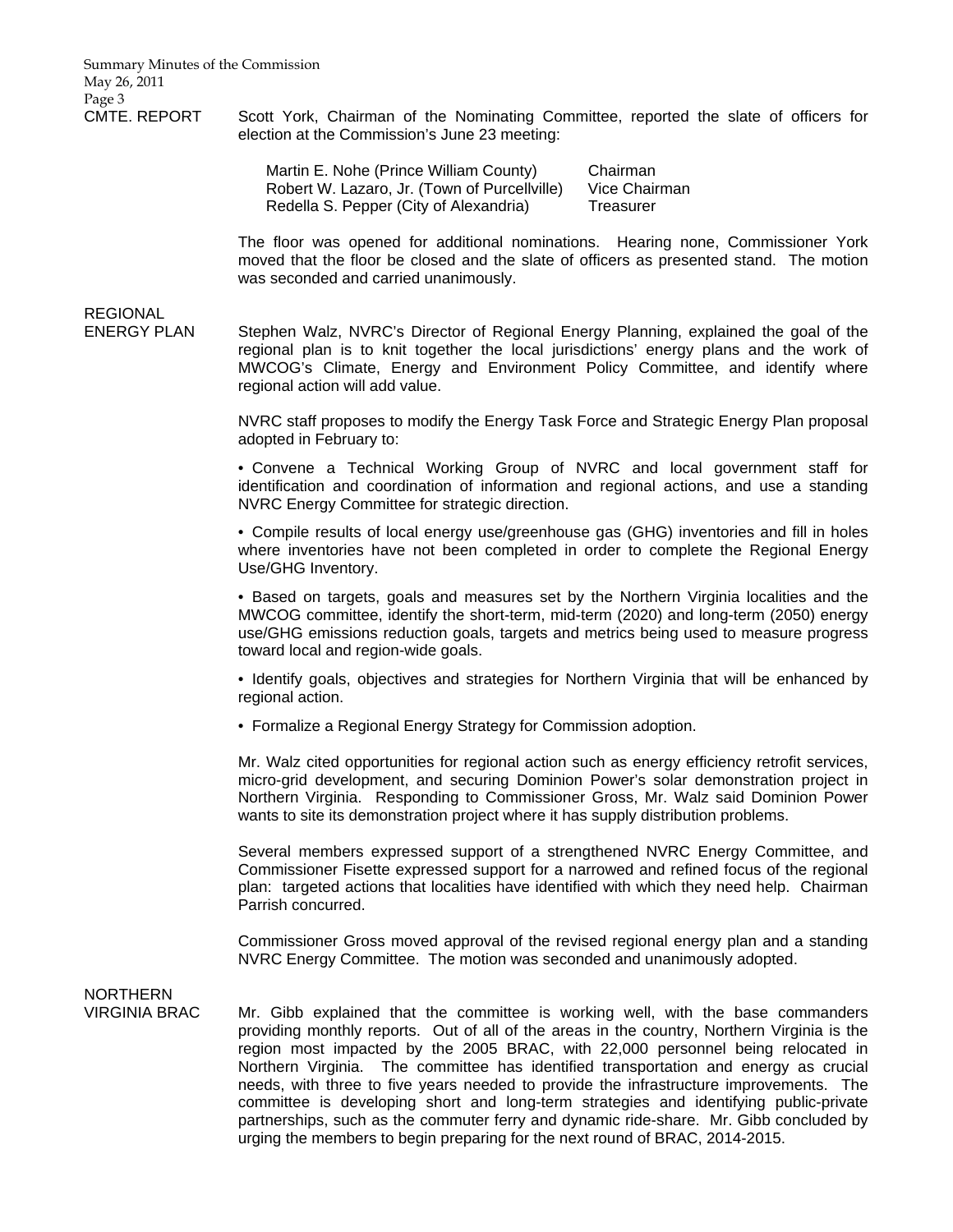**CMTE. REPORT**

Scott York, Chairman of the Nominating Committee, reported the slate of officers for election at the Commission's June 23 meeting:

| | |
|---|---|
| Martin E. Nohe (Prince William County) | Chairman |
| Robert W. Lazaro, Jr. (Town of Purcellville) | Vice Chairman |
| Redella S. Pepper (City of Alexandria) | Treasurer |

The floor was opened for additional nominations. Hearing none, Commissioner York moved that the floor be closed and the slate of officers as presented stand. The motion was seconded and carried unanimously.

**REGIONAL ENERGY PLAN**

Stephen Walz, NVRC's Director of Regional Energy Planning, explained the goal of the regional plan is to knit together the local jurisdictions' energy plans and the work of MWCOG's Climate, Energy and Environment Policy Committee, and identify where regional action will add value.

NVRC staff proposes to modify the Energy Task Force and Strategic Energy Plan proposal adopted in February to:

- Convene a Technical Working Group of NVRC and local government staff for identification and coordination of information and regional actions, and use a standing NVRC Energy Committee for strategic direction.
- Compile results of local energy use/greenhouse gas (GHG) inventories and fill in holes where inventories have not been completed in order to complete the Regional Energy Use/GHG Inventory.
- Based on targets, goals and measures set by the Northern Virginia localities and the MWCOG committee, identify the short-term, mid-term (2020) and long-term (2050) energy use/GHG emissions reduction goals, targets and metrics being used to measure progress toward local and region-wide goals.
- Identify goals, objectives and strategies for Northern Virginia that will be enhanced by regional action.
- Formalize a Regional Energy Strategy for Commission adoption.

Mr. Walz cited opportunities for regional action such as energy efficiency retrofit services, micro-grid development, and securing Dominion Power's solar demonstration project in Northern Virginia. Responding to Commissioner Gross, Mr. Walz said Dominion Power wants to site its demonstration project where it has supply distribution problems.

Several members expressed support of a strengthened NVRC Energy Committee, and Commissioner Fisette expressed support for a narrowed and refined focus of the regional plan: targeted actions that localities have identified with which they need help. Chairman Parrish concurred.

Commissioner Gross moved approval of the revised regional energy plan and a standing NVRC Energy Committee. The motion was seconded and unanimously adopted.

**NORTHERN VIRGINIA BRAC**

Mr. Gibb explained that the committee is working well, with the base commanders providing monthly reports. Out of all of the areas in the country, Northern Virginia is the region most impacted by the 2005 BRAC, with 22,000 personnel being relocated in Northern Virginia. The committee has identified transportation and energy as crucial needs, with three to five years needed to provide the infrastructure improvements. The committee is developing short and long-term strategies and identifying public-private partnerships, such as the commuter ferry and dynamic ride-share. Mr. Gibb concluded by urging the members to begin preparing for the next round of BRAC, 2014-2015.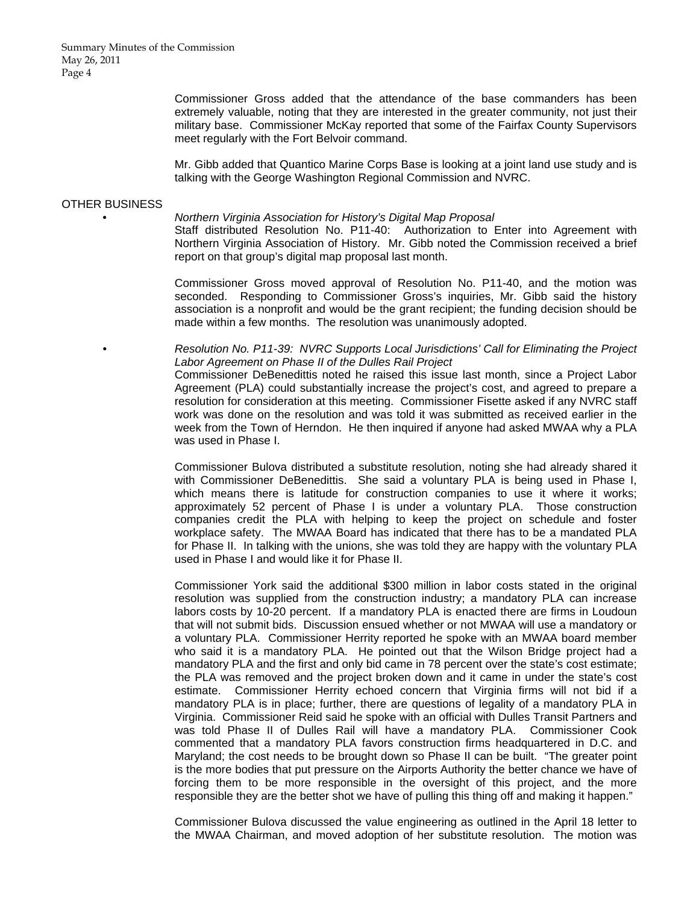Commissioner Gross added that the attendance of the base commanders has been extremely valuable, noting that they are interested in the greater community, not just their military base. Commissioner McKay reported that some of the Fairfax County Supervisors meet regularly with the Fort Belvoir command.

Mr. Gibb added that Quantico Marine Corps Base is looking at a joint land use study and is talking with the George Washington Regional Commission and NVRC.

OTHER BUSINESS

- *Northern Virginia Association for History's Digital Map Proposal*
  Staff distributed Resolution No. P11-40: Authorization to Enter into Agreement with Northern Virginia Association of History. Mr. Gibb noted the Commission received a brief report on that group's digital map proposal last month.

  Commissioner Gross moved approval of Resolution No. P11-40, and the motion was seconded. Responding to Commissioner Gross's inquiries, Mr. Gibb said the history association is a nonprofit and would be the grant recipient; the funding decision should be made within a few months. The resolution was unanimously adopted.

- *Resolution No. P11-39: NVRC Supports Local Jurisdictions' Call for Eliminating the Project Labor Agreement on Phase II of the Dulles Rail Project*
  Commissioner DeBenedittis noted he raised this issue last month, since a Project Labor Agreement (PLA) could substantially increase the project's cost, and agreed to prepare a resolution for consideration at this meeting. Commissioner Fisette asked if any NVRC staff work was done on the resolution and was told it was submitted as received earlier in the week from the Town of Herndon. He then inquired if anyone had asked MWAA why a PLA was used in Phase I.

  Commissioner Bulova distributed a substitute resolution, noting she had already shared it with Commissioner DeBenedittis. She said a voluntary PLA is being used in Phase I, which means there is latitude for construction companies to use it where it works; approximately 52 percent of Phase I is under a voluntary PLA. Those construction companies credit the PLA with helping to keep the project on schedule and foster workplace safety. The MWAA Board has indicated that there has to be a mandated PLA for Phase II. In talking with the unions, she was told they are happy with the voluntary PLA used in Phase I and would like it for Phase II.

  Commissioner York said the additional $300 million in labor costs stated in the original resolution was supplied from the construction industry; a mandatory PLA can increase labors costs by 10-20 percent. If a mandatory PLA is enacted there are firms in Loudoun that will not submit bids. Discussion ensued whether or not MWAA will use a mandatory or a voluntary PLA. Commissioner Herrity reported he spoke with an MWAA board member who said it is a mandatory PLA. He pointed out that the Wilson Bridge project had a mandatory PLA and the first and only bid came in 78 percent over the state's cost estimate; the PLA was removed and the project broken down and it came in under the state's cost estimate. Commissioner Herrity echoed concern that Virginia firms will not bid if a mandatory PLA is in place; further, there are questions of legality of a mandatory PLA in Virginia. Commissioner Reid said he spoke with an official with Dulles Transit Partners and was told Phase II of Dulles Rail will have a mandatory PLA. Commissioner Cook commented that a mandatory PLA favors construction firms headquartered in D.C. and Maryland; the cost needs to be brought down so Phase II can be built. "The greater point is the more bodies that put pressure on the Airports Authority the better chance we have of forcing them to be more responsible in the oversight of this project, and the more responsible they are the better shot we have of pulling this thing off and making it happen."

  Commissioner Bulova discussed the value engineering as outlined in the April 18 letter to the MWAA Chairman, and moved adoption of her substitute resolution. The motion was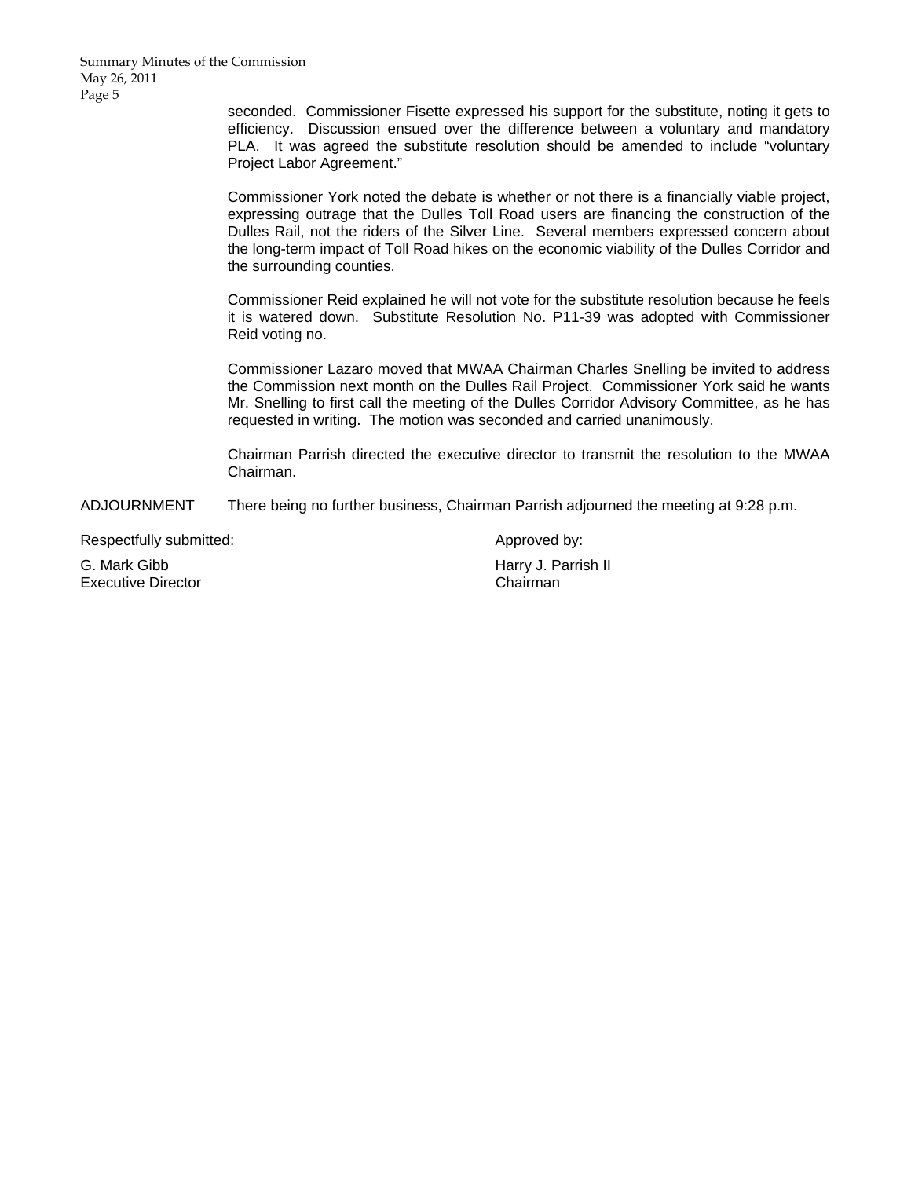seconded. Commissioner Fisette expressed his support for the substitute, noting it gets to efficiency. Discussion ensued over the difference between a voluntary and mandatory PLA. It was agreed the substitute resolution should be amended to include "voluntary Project Labor Agreement."

Commissioner York noted the debate is whether or not there is a financially viable project, expressing outrage that the Dulles Toll Road users are financing the construction of the Dulles Rail, not the riders of the Silver Line. Several members expressed concern about the long-term impact of Toll Road hikes on the economic viability of the Dulles Corridor and the surrounding counties.

Commissioner Reid explained he will not vote for the substitute resolution because he feels it is watered down. Substitute Resolution No. P11-39 was adopted with Commissioner Reid voting no.

Commissioner Lazaro moved that MWAA Chairman Charles Snelling be invited to address the Commission next month on the Dulles Rail Project. Commissioner York said he wants Mr. Snelling to first call the meeting of the Dulles Corridor Advisory Committee, as he has requested in writing. The motion was seconded and carried unanimously.

Chairman Parrish directed the executive director to transmit the resolution to the MWAA Chairman.

ADJOURNMENT There being no further business, Chairman Parrish adjourned the meeting at 9:28 p.m.

Respectfully submitted:

G. Mark Gibb
Executive Director

Approved by:

Harry J. Parrish II
Chairman